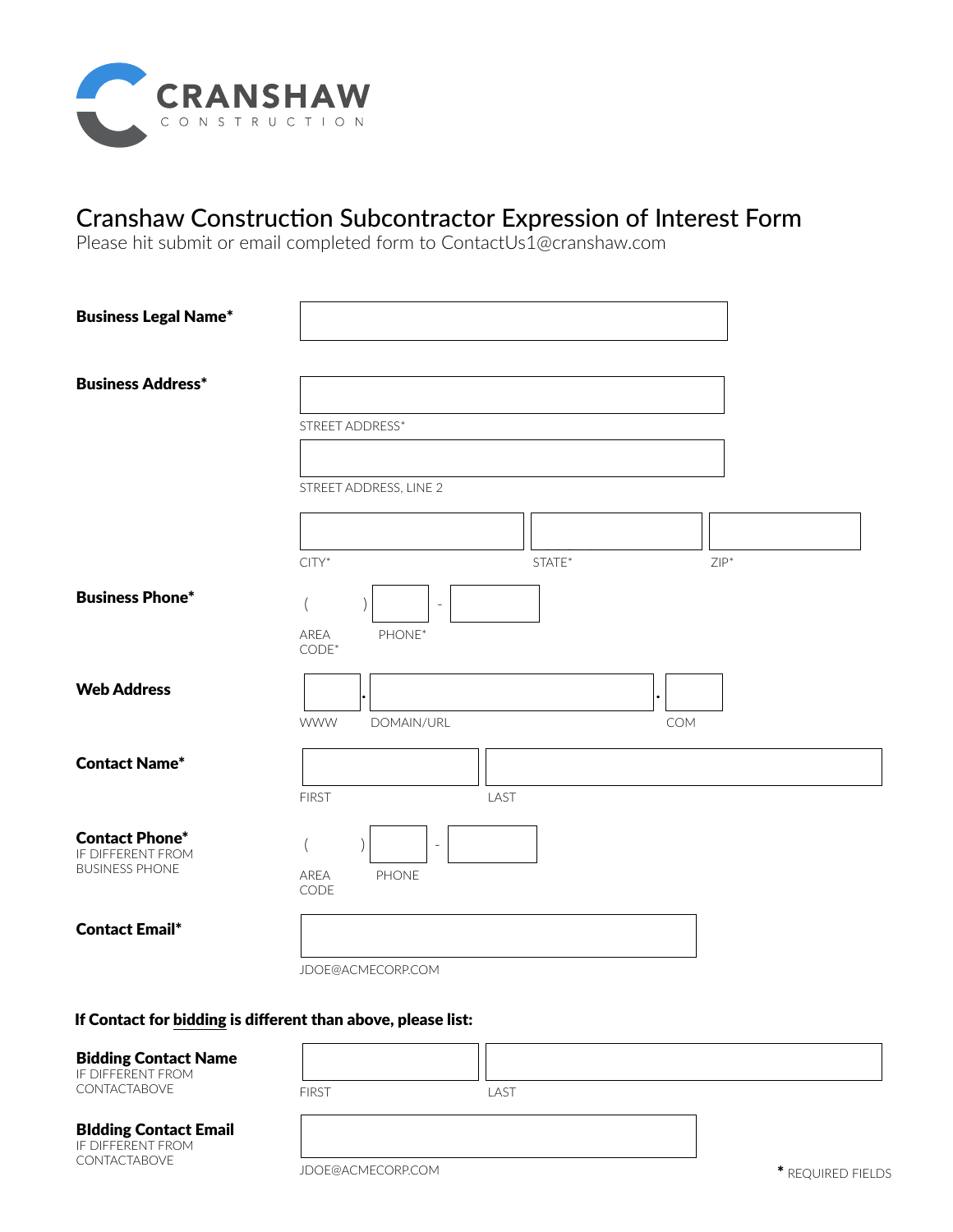CRANSHAW
CONSTRUCTION

# Cranshaw Construction Subcontractor Expression of Interest Form

Please hit submit or email completed form to ContactUs1@cranshaw.com

**Business Legal Name***

**Business Address***

STREET ADDRESS*

STREET ADDRESS, LINE 2

CITY* STATE* ZIP*

**Business Phone***

( ) -

AREA CODE* PHONE*

**Web Address**

. .

WWW DOMAIN/URL COM

**Contact Name***

FIRST LAST

**Contact Phone***
IF DIFFERENT FROM BUSINESS PHONE

( ) -

AREA CODE PHONE

**Contact Email***

JDOE@ACMECORP.COM

**If Contact for bidding is different than above, please list:**

**Bidding Contact Name**
IF DIFFERENT FROM CONTACTABOVE

FIRST LAST

**BIdding Contact Email**
IF DIFFERENT FROM CONTACTABOVE

JDOE@ACMECORP.COM

* REQUIRED FIELDS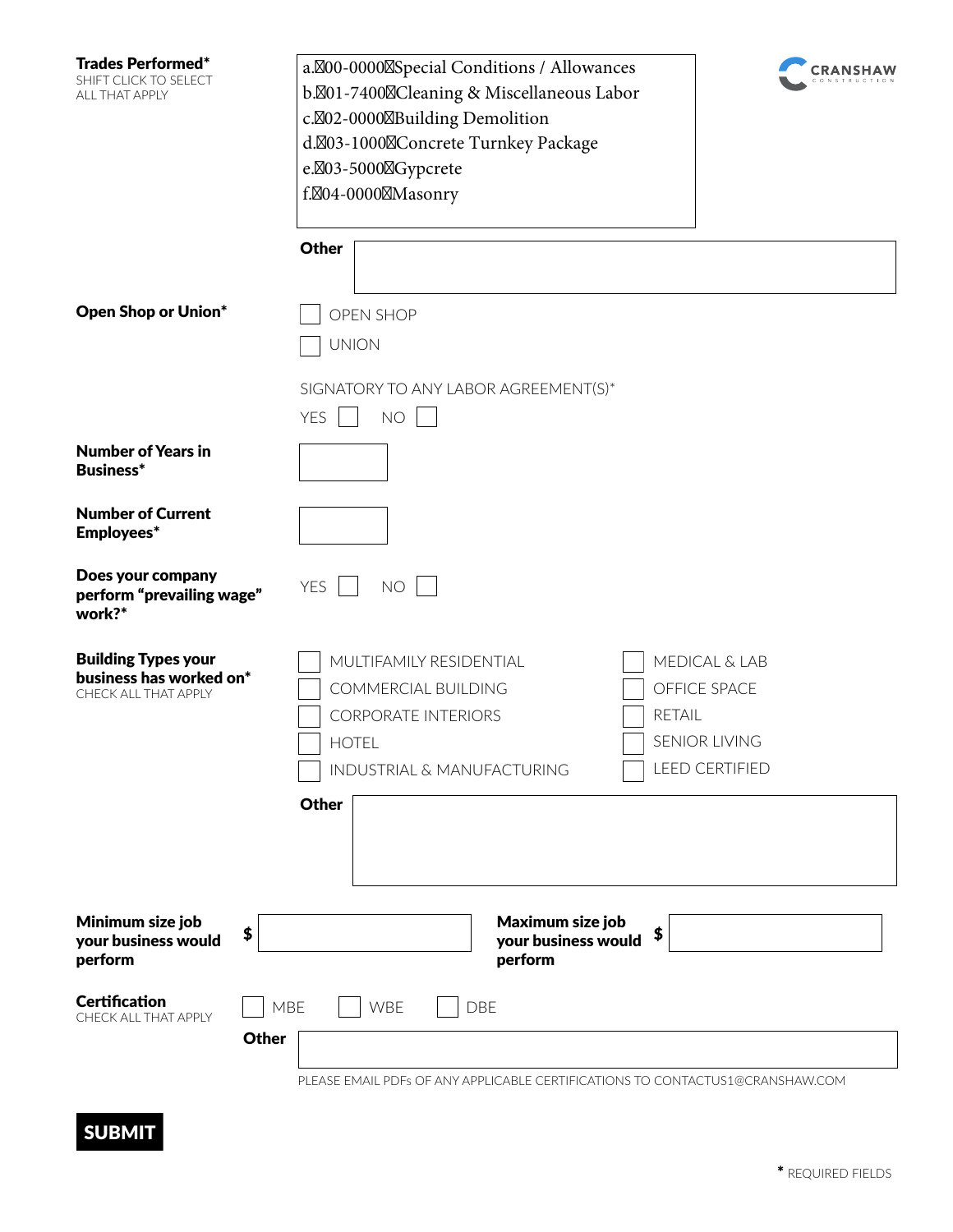**Trades Performed***
SHIFT CLICK TO SELECT ALL THAT APPLY

a. 00-0000 Special Conditions / Allowances
b. 01-7400 Cleaning & Miscellaneous Labor
c. 02-0000 Building Demolition
d. 03-1000 Concrete Turnkey Package
e. 03-5000 Gypcrete
f. 04-0000 Masonry

CRANSHAW CONSTRUCTION

**Other**

**Open Shop or Union***

☐ OPEN SHOP
☐ UNION

SIGNATORY TO ANY LABOR AGREEMENT(S)*

YES ☐ NO ☐

**Number of Years in Business***

**Number of Current Employees***

**Does your company perform "prevailing wage" work?***

YES ☐ NO ☐

**Building Types your business has worked on***
CHECK ALL THAT APPLY

☐ MULTIFAMILY RESIDENTIAL
☐ COMMERCIAL BUILDING
☐ CORPORATE INTERIORS
☐ HOTEL
☐ INDUSTRIAL & MANUFACTURING
☐ MEDICAL & LAB
☐ OFFICE SPACE
☐ RETAIL
☐ SENIOR LIVING
☐ LEED CERTIFIED

**Other**

**Minimum size job your business would perform** $

**Maximum size job your business would perform** $

**Certification**
CHECK ALL THAT APPLY

☐ MBE ☐ WBE ☐ DBE

**Other**

PLEASE EMAIL PDFs OF ANY APPLICABLE CERTIFICATIONS TO CONTACTUS1@CRANSHAW.COM

**SUBMIT**

* REQUIRED FIELDS